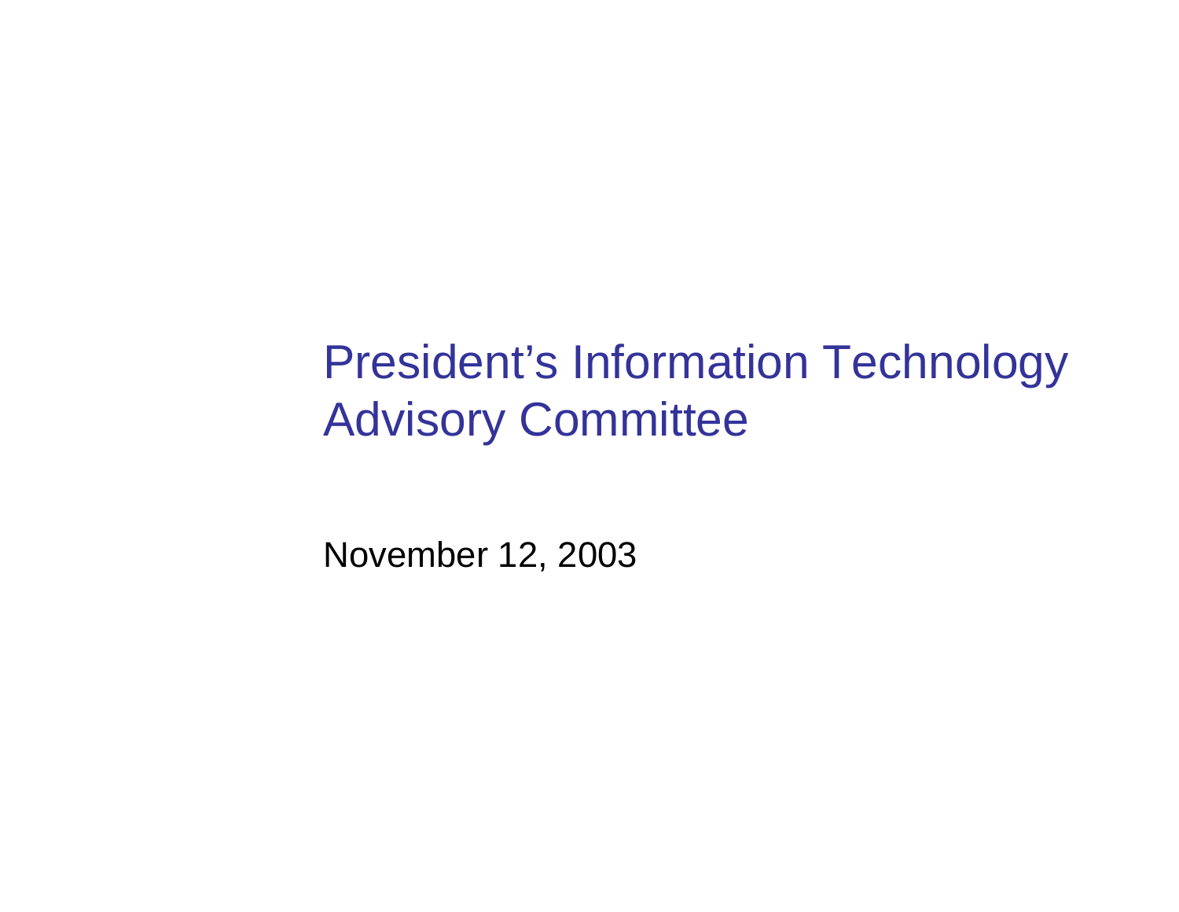# President's Information Technology Advisory Committee

November 12, 2003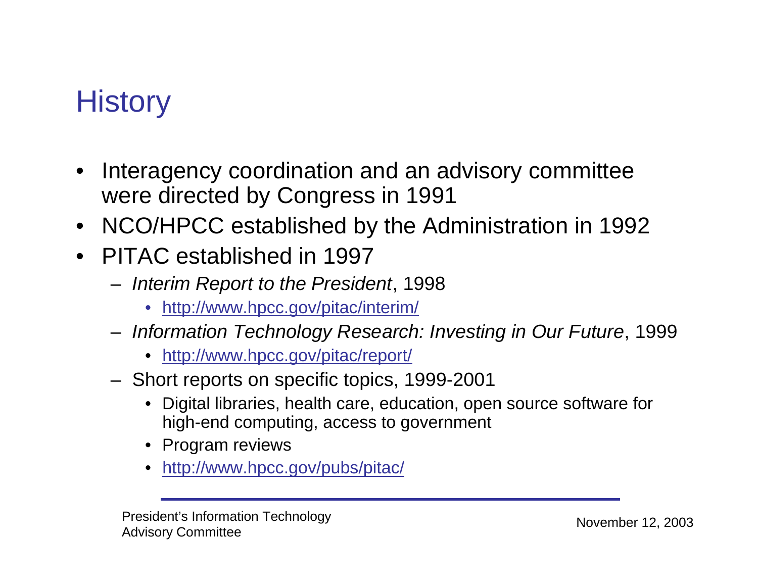# History

- Interagency coordination and an advisory committee were directed by Congress in 1991
- NCO/HPCC established by the Administration in 1992
- PITAC established in 1997
  - *Interim Report to the President*, 1998
    - http://www.hpcc.gov/pitac/interim/
  - *Information Technology Research: Investing in Our Future*, 1999
    - http://www.hpcc.gov/pitac/report/
  - Short reports on specific topics, 1999-2001
    - Digital libraries, health care, education, open source software for high-end computing, access to government
    - Program reviews
    - http://www.hpcc.gov/pubs/pitac/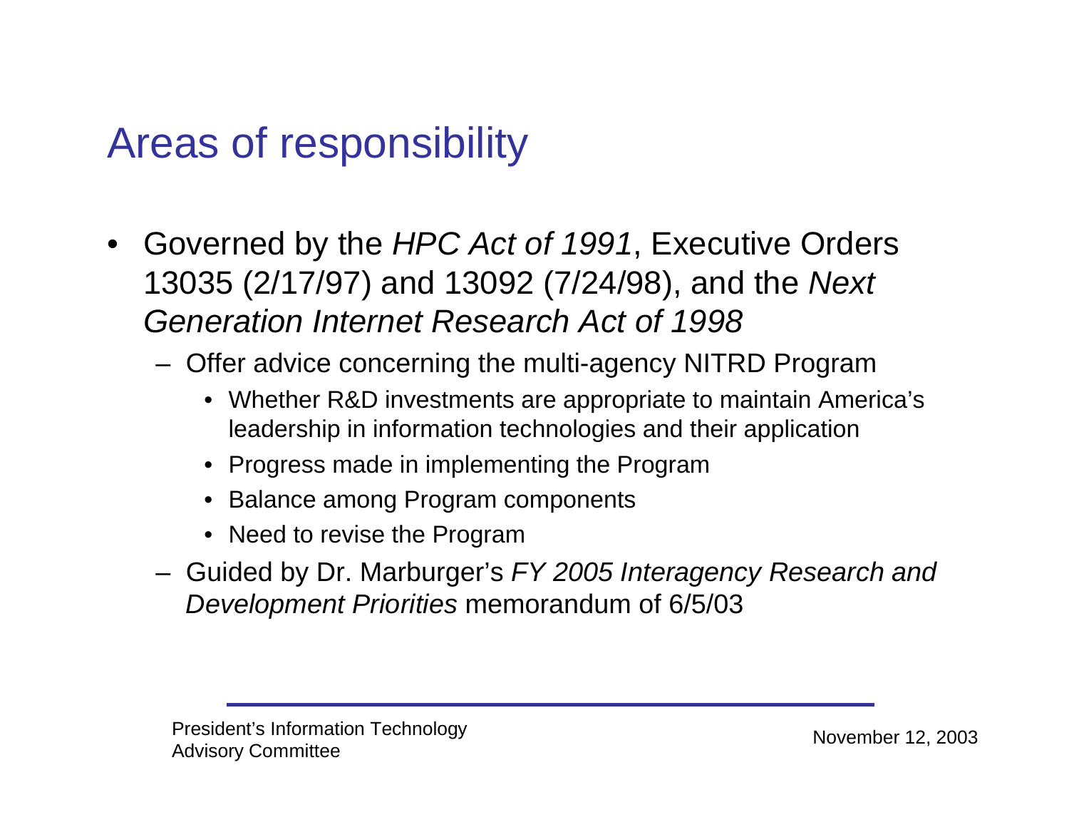# Areas of responsibility

- Governed by the *HPC Act of 1991*, Executive Orders 13035 (2/17/97) and 13092 (7/24/98), and the *Next Generation Internet Research Act of 1998*
  - Offer advice concerning the multi-agency NITRD Program
    - Whether R&D investments are appropriate to maintain America's leadership in information technologies and their application
    - Progress made in implementing the Program
    - Balance among Program components
    - Need to revise the Program
  - Guided by Dr. Marburger's *FY 2005 Interagency Research and Development Priorities* memorandum of 6/5/03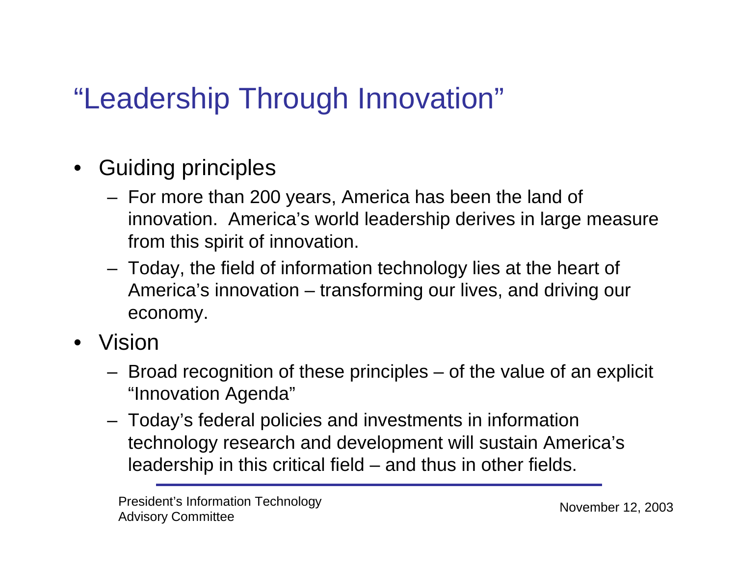# "Leadership Through Innovation"

- Guiding principles
  - For more than 200 years, America has been the land of innovation. America's world leadership derives in large measure from this spirit of innovation.
  - Today, the field of information technology lies at the heart of America's innovation – transforming our lives, and driving our economy.
- Vision
  - Broad recognition of these principles – of the value of an explicit "Innovation Agenda"
  - Today's federal policies and investments in information technology research and development will sustain America's leadership in this critical field – and thus in other fields.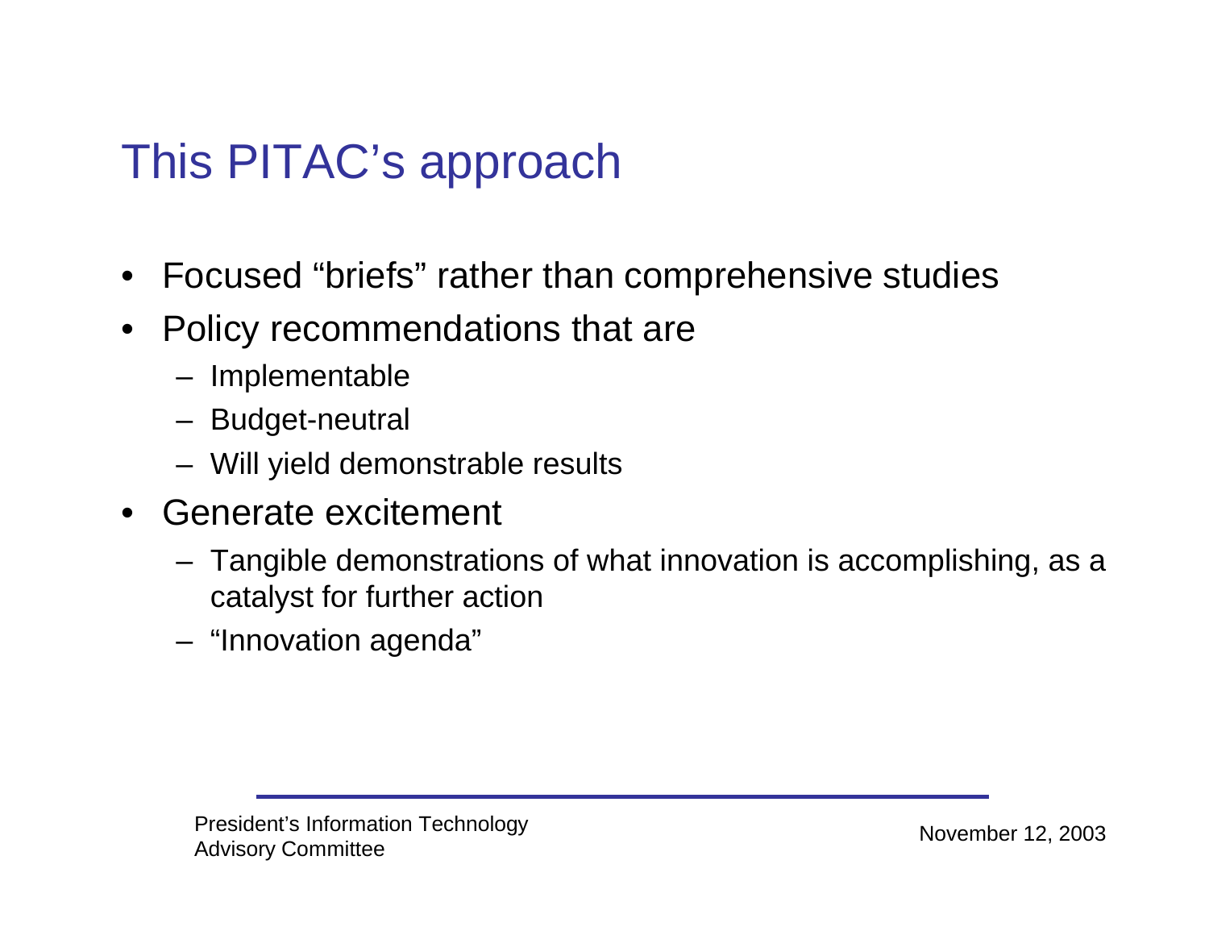# This PITAC's approach

- Focused "briefs" rather than comprehensive studies
- Policy recommendations that are
  - Implementable
  - Budget-neutral
  - Will yield demonstrable results
- Generate excitement
  - Tangible demonstrations of what innovation is accomplishing, as a catalyst for further action
  - "Innovation agenda"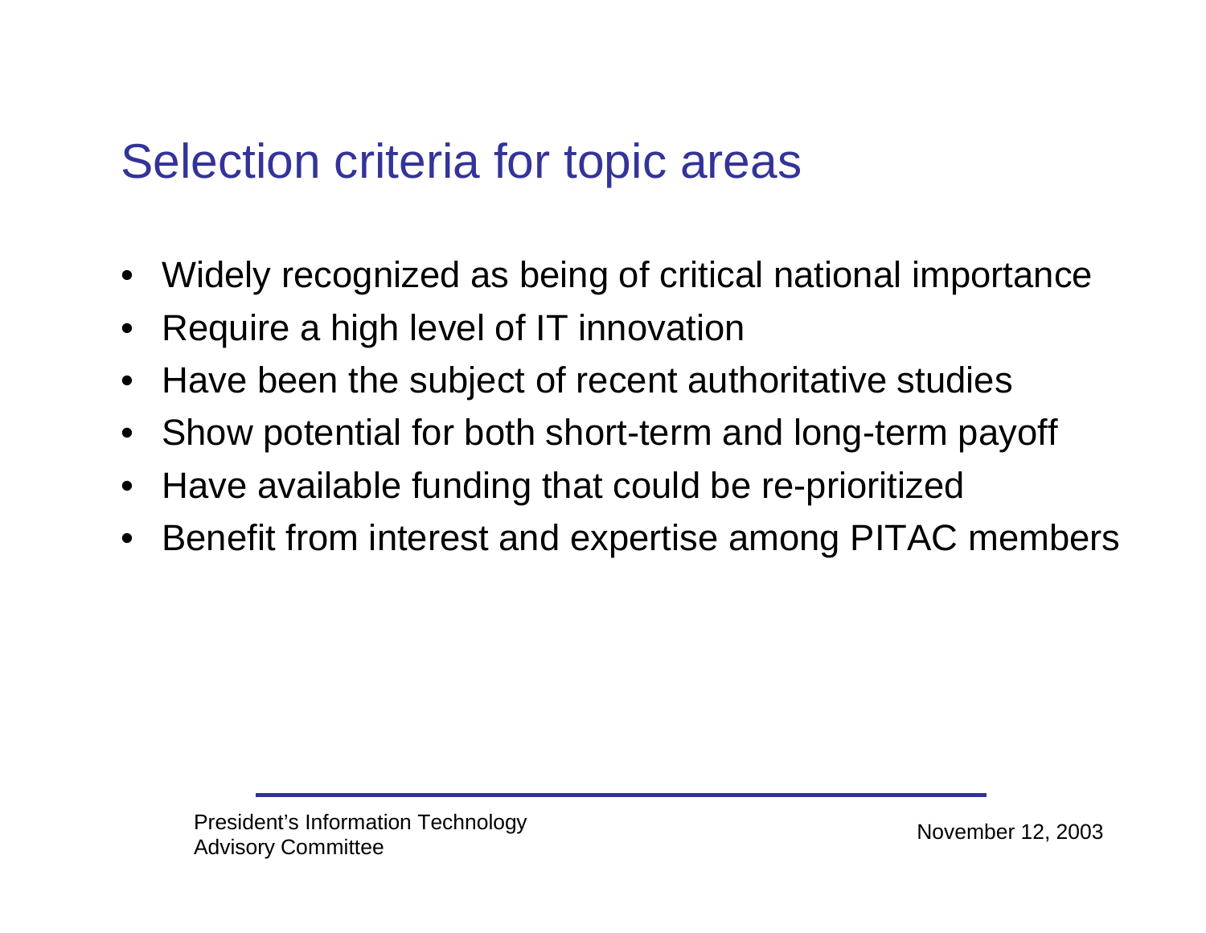## Selection criteria for topic areas

- Widely recognized as being of critical national importance
- Require a high level of IT innovation
- Have been the subject of recent authoritative studies
- Show potential for both short-term and long-term payoff
- Have available funding that could be re-prioritized
- Benefit from interest and expertise among PITAC members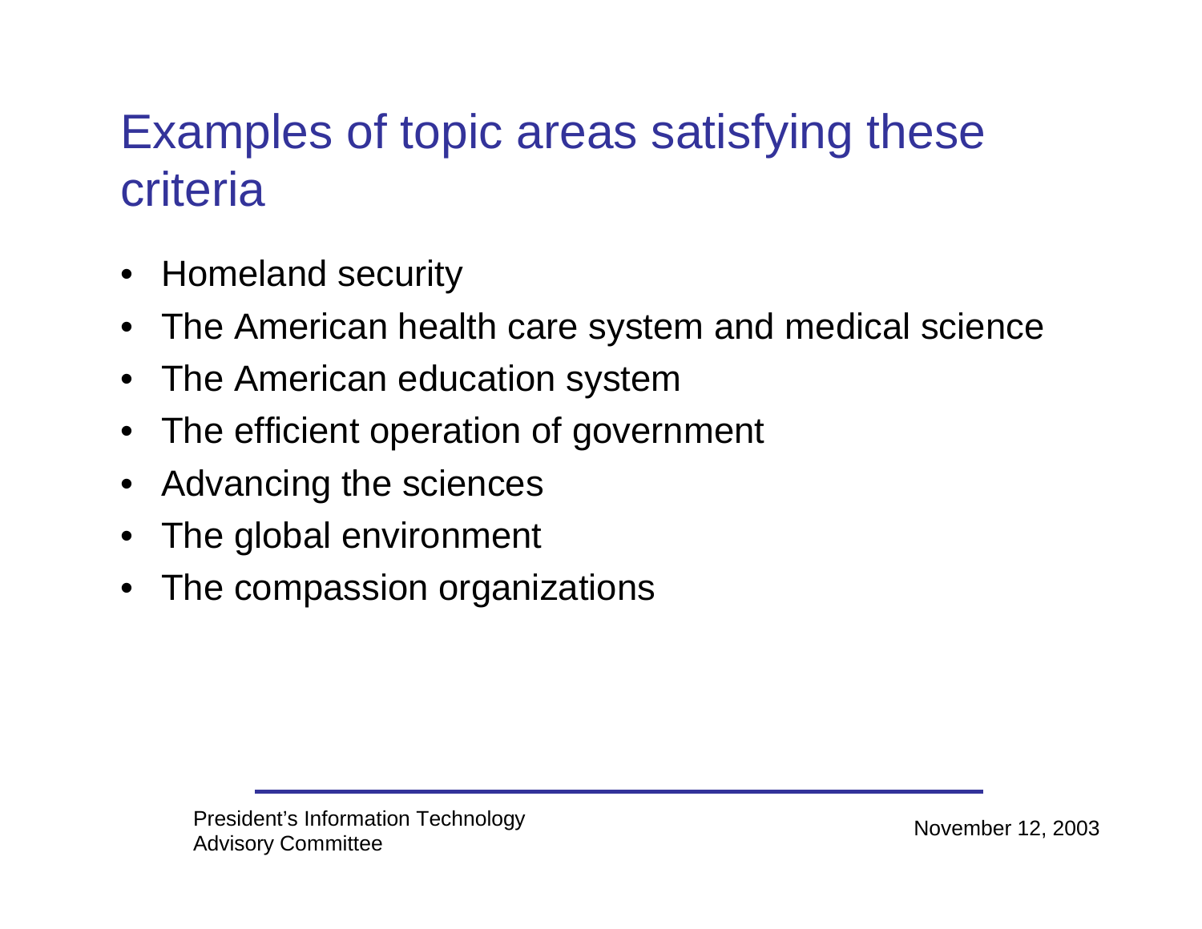# Examples of topic areas satisfying these criteria

- Homeland security
- The American health care system and medical science
- The American education system
- The efficient operation of government
- Advancing the sciences
- The global environment
- The compassion organizations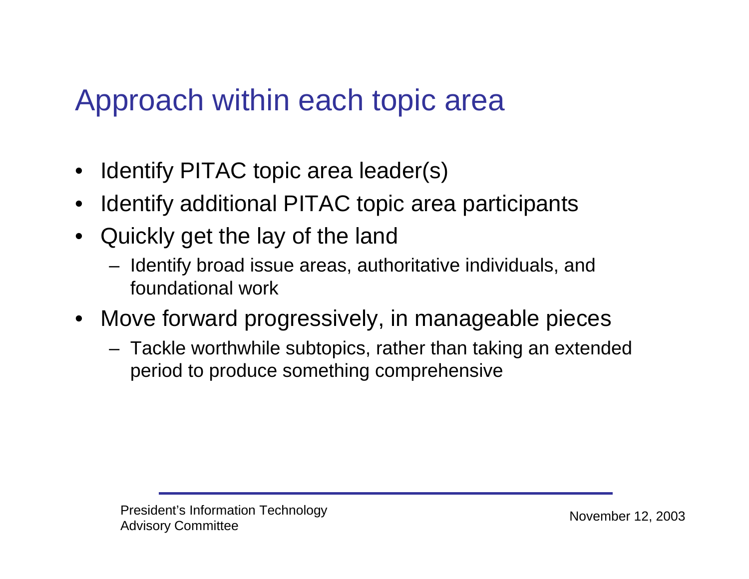# Approach within each topic area

- Identify PITAC topic area leader(s)
- Identify additional PITAC topic area participants
- Quickly get the lay of the land
  - Identify broad issue areas, authoritative individuals, and foundational work
- Move forward progressively, in manageable pieces
  - Tackle worthwhile subtopics, rather than taking an extended period to produce something comprehensive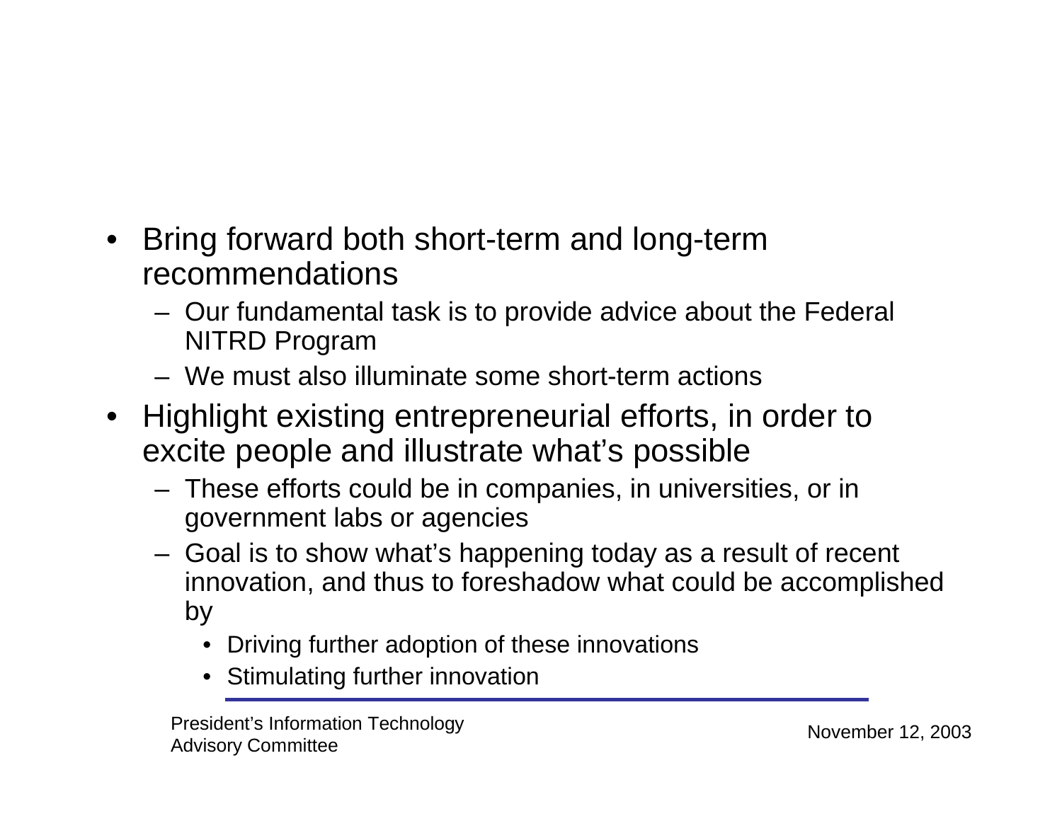- Bring forward both short-term and long-term recommendations
  - Our fundamental task is to provide advice about the Federal NITRD Program
  - We must also illuminate some short-term actions
- Highlight existing entrepreneurial efforts, in order to excite people and illustrate what's possible
  - These efforts could be in companies, in universities, or in government labs or agencies
  - Goal is to show what's happening today as a result of recent innovation, and thus to foreshadow what could be accomplished by
    - Driving further adoption of these innovations
    - Stimulating further innovation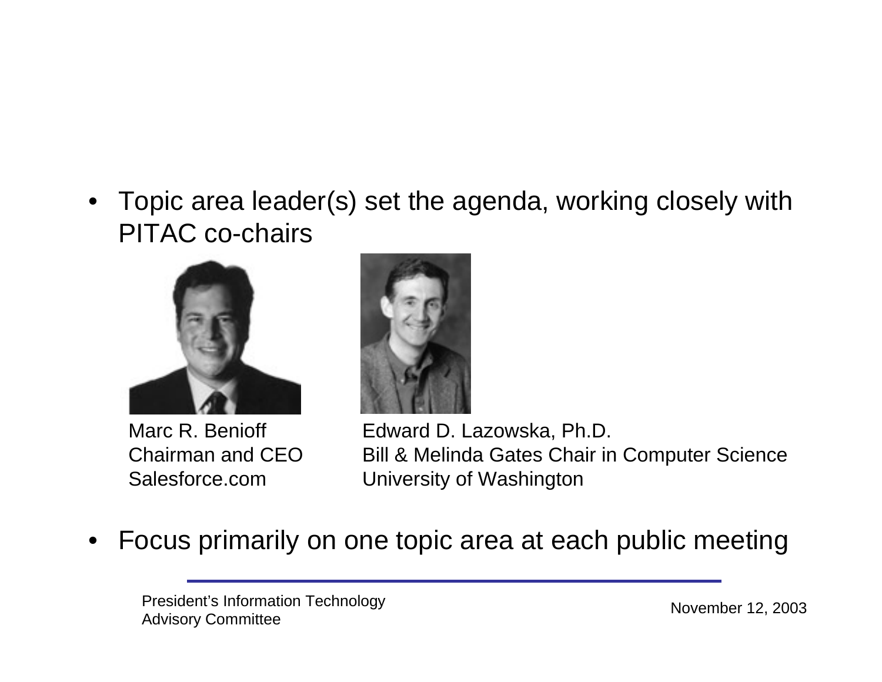- Topic area leader(s) set the agenda, working closely with PITAC co-chairs

Marc R. Benioff
Chairman and CEO
Salesforce.com

Edward D. Lazowska, Ph.D.
Bill & Melinda Gates Chair in Computer Science
University of Washington

- Focus primarily on one topic area at each public meeting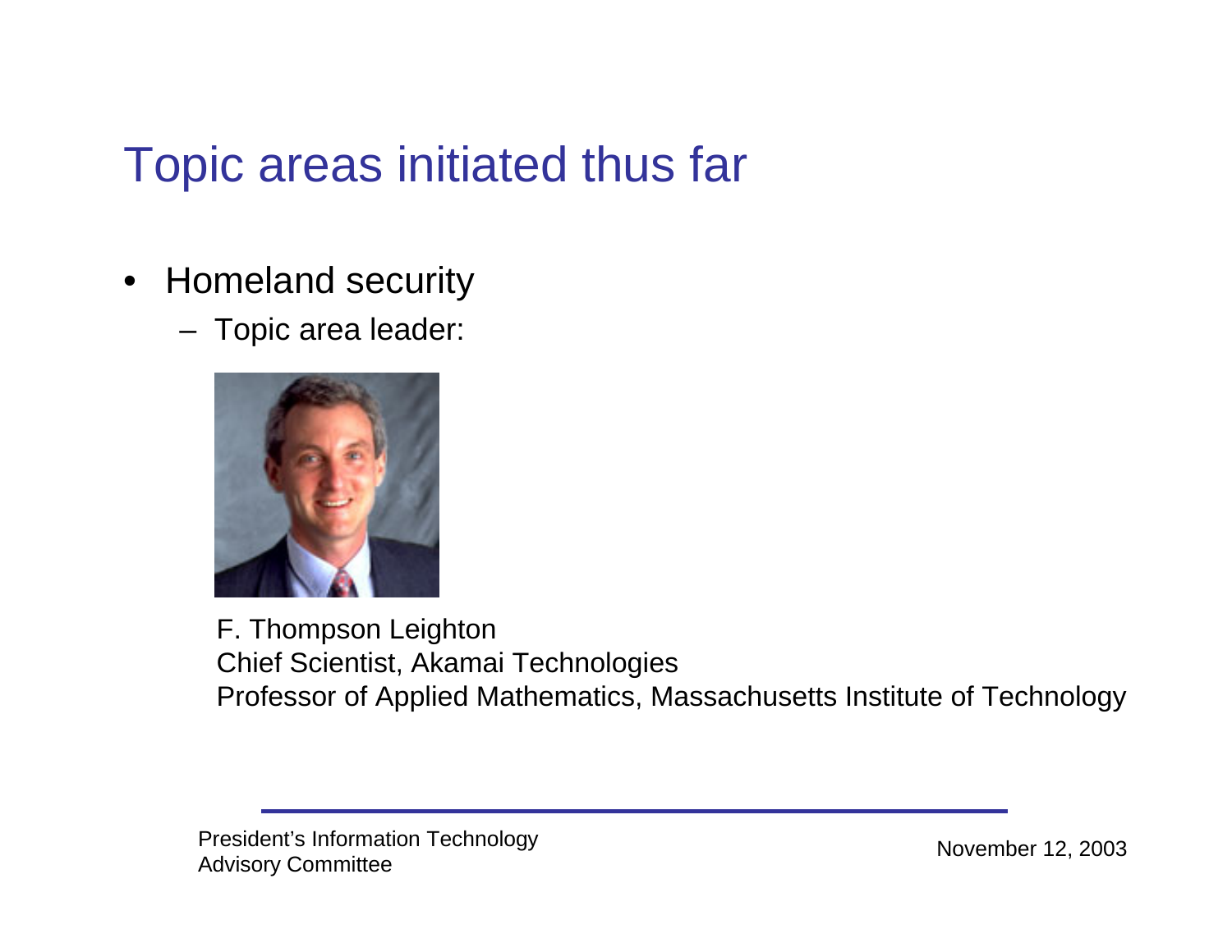# Topic areas initiated thus far

- Homeland security
  - Topic area leader:

F. Thompson Leighton
Chief Scientist, Akamai Technologies
Professor of Applied Mathematics, Massachusetts Institute of Technology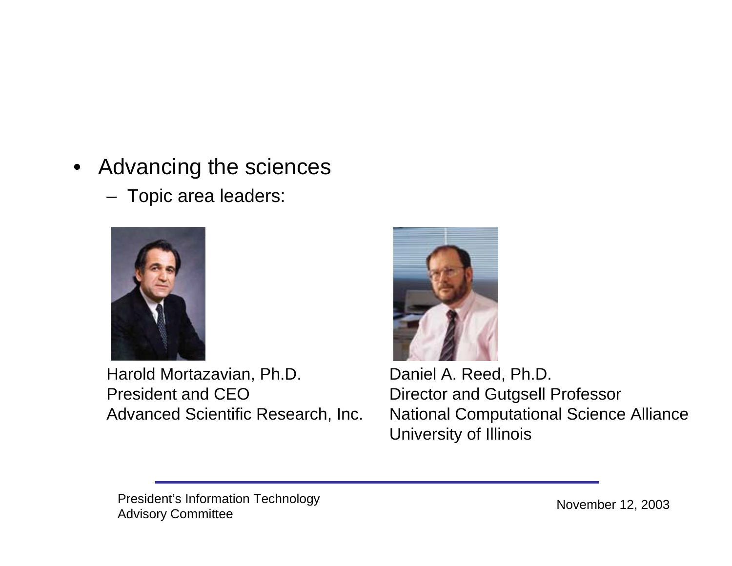- Advancing the sciences
  - Topic area leaders:

Harold Mortazavian, Ph.D.
President and CEO
Advanced Scientific Research, Inc.

Daniel A. Reed, Ph.D.
Director and Gutgsell Professor
National Computational Science Alliance
University of Illinois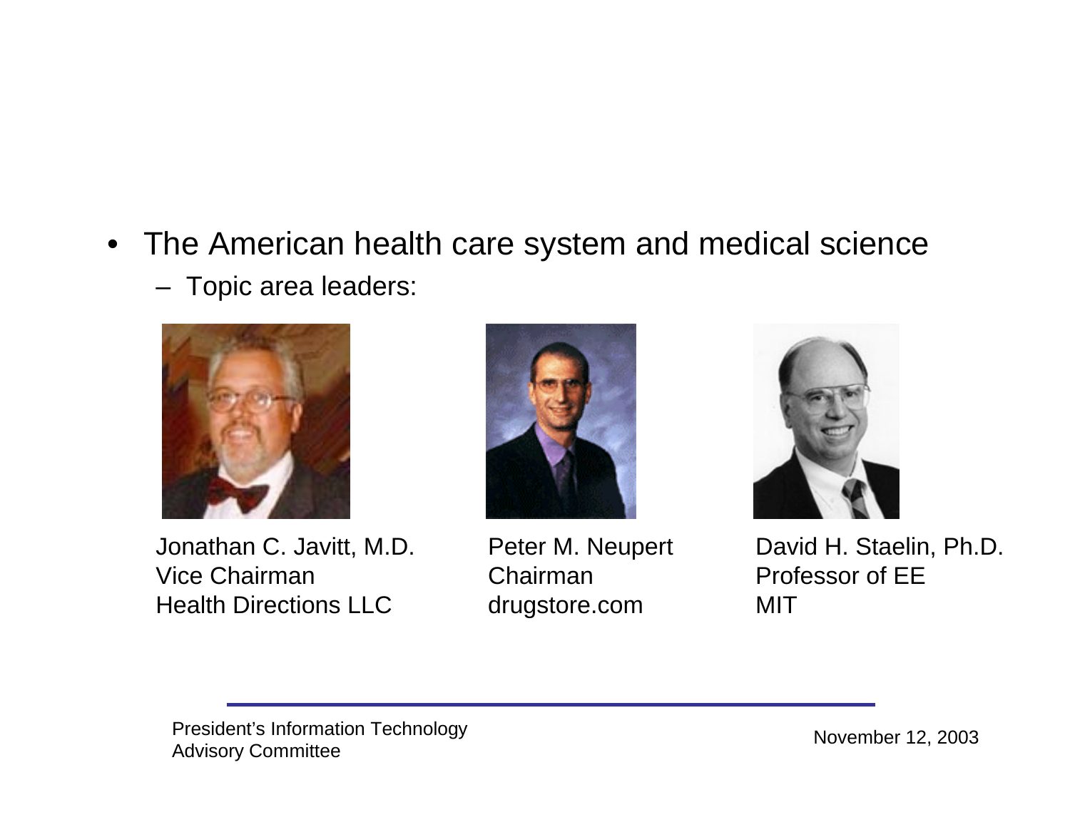- The American health care system and medical science
  - Topic area leaders:

Jonathan C. Javitt, M.D.
Vice Chairman
Health Directions LLC

Peter M. Neupert
Chairman
drugstore.com

David H. Staelin, Ph.D.
Professor of EE
MIT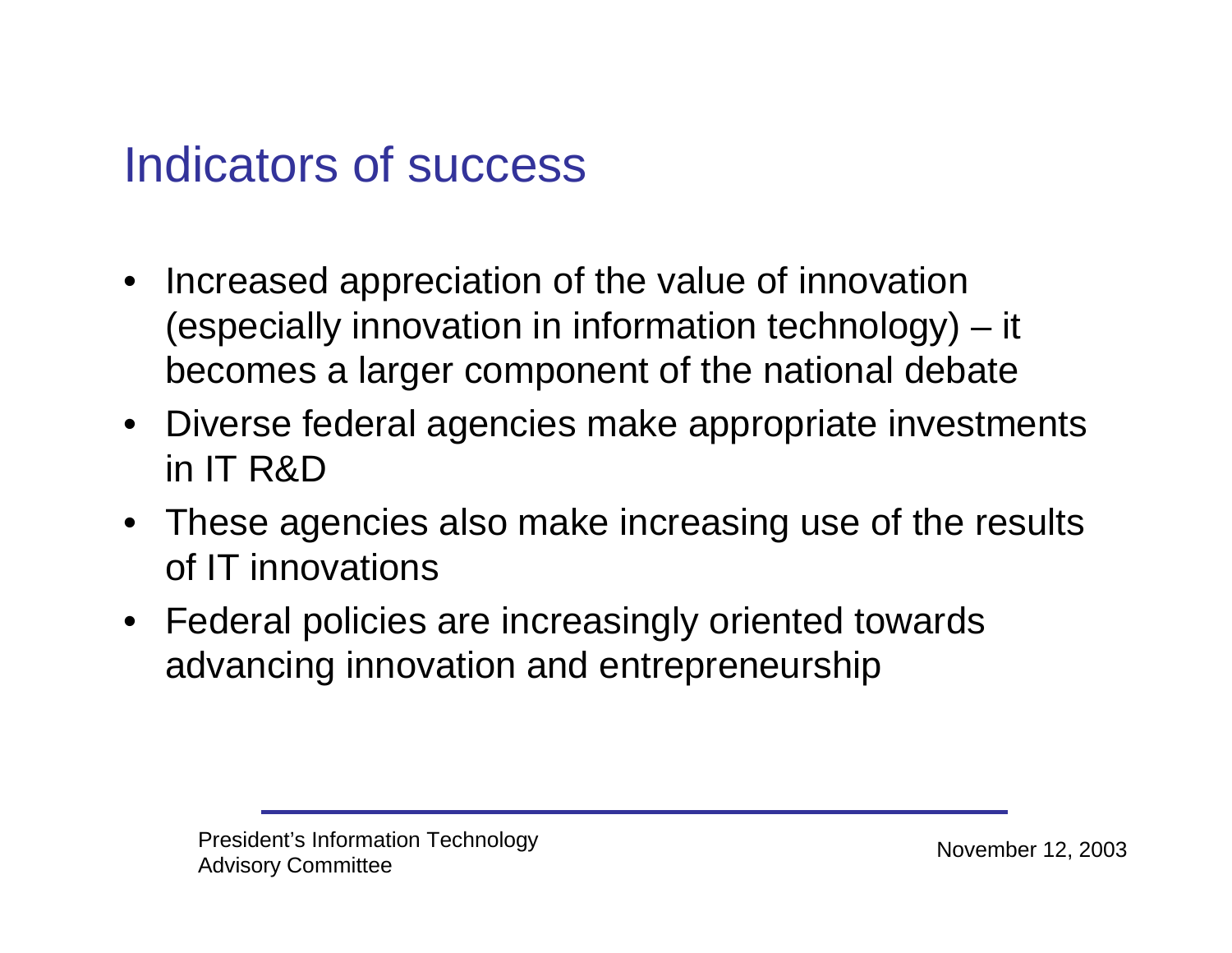# Indicators of success

- Increased appreciation of the value of innovation (especially innovation in information technology) – it becomes a larger component of the national debate
- Diverse federal agencies make appropriate investments in IT R&D
- These agencies also make increasing use of the results of IT innovations
- Federal policies are increasingly oriented towards advancing innovation and entrepreneurship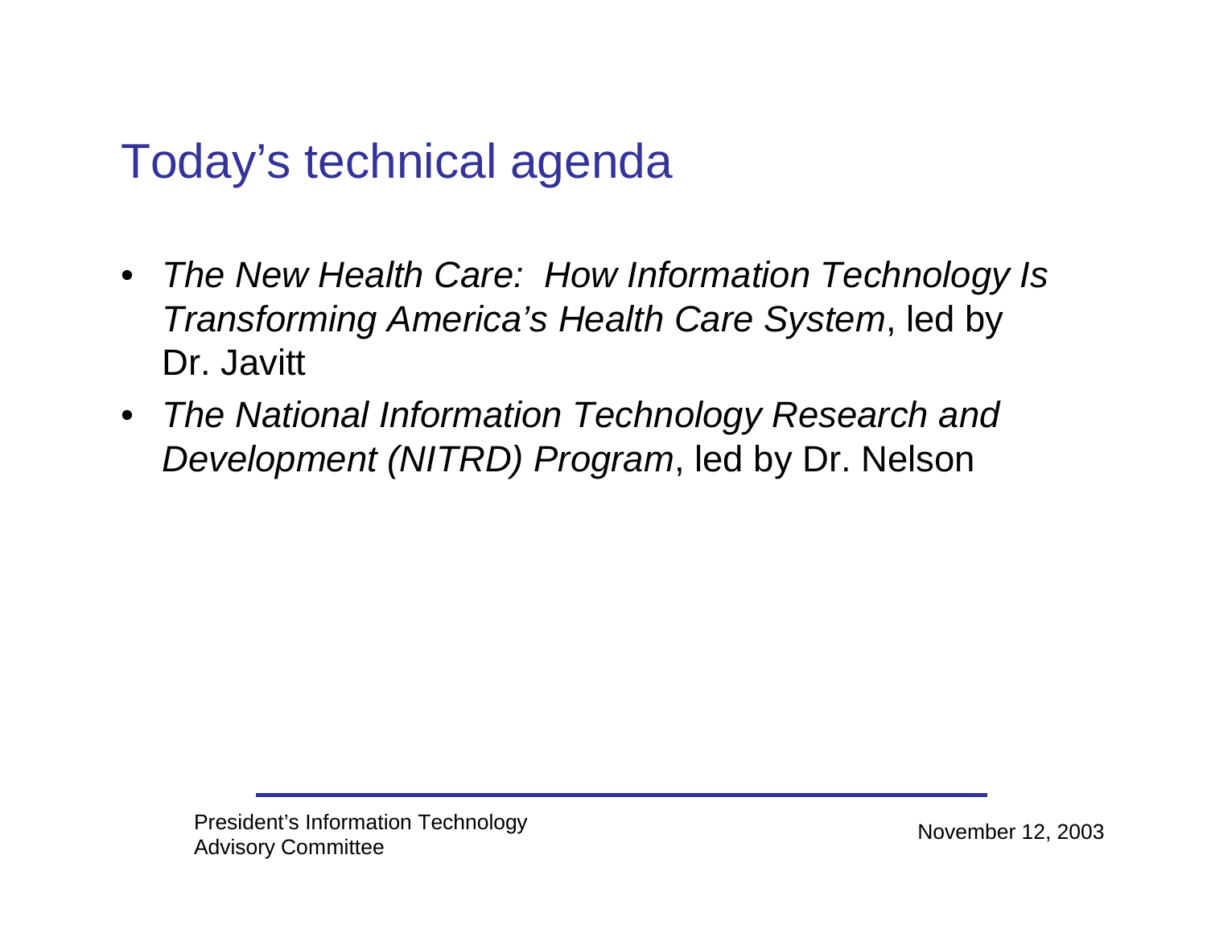# Today's technical agenda

- *The New Health Care: How Information Technology Is Transforming America's Health Care System*, led by Dr. Javitt
- *The National Information Technology Research and Development (NITRD) Program*, led by Dr. Nelson